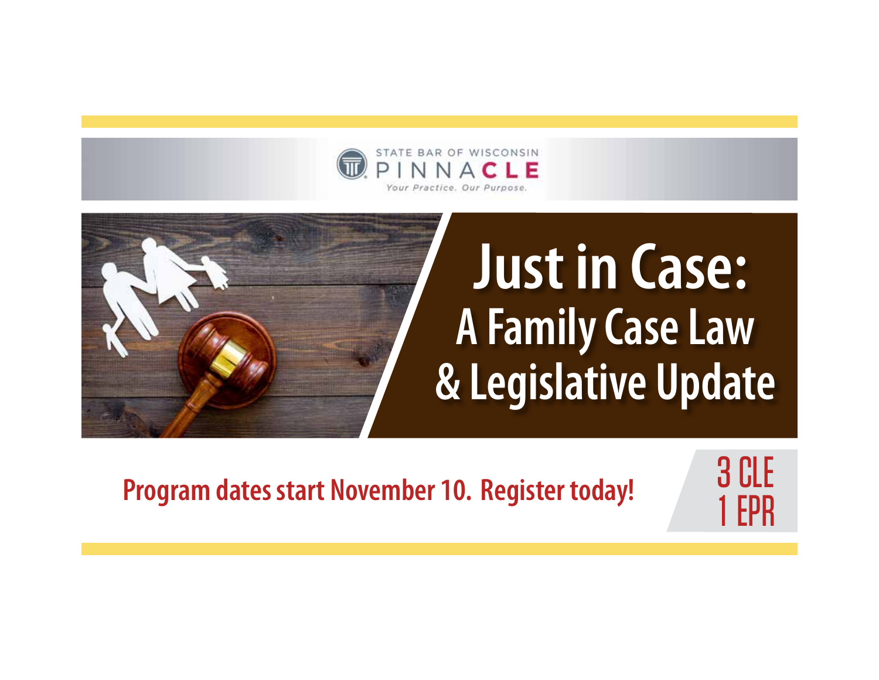STATE BAR OF WISCONSIN

PINNACLE

*Your Practice. Our Purpose.*

# Just in Case:

## A Family Case Law & Legislative Update

**Program dates start November 10. Register today!**

3 CLE
1 EPR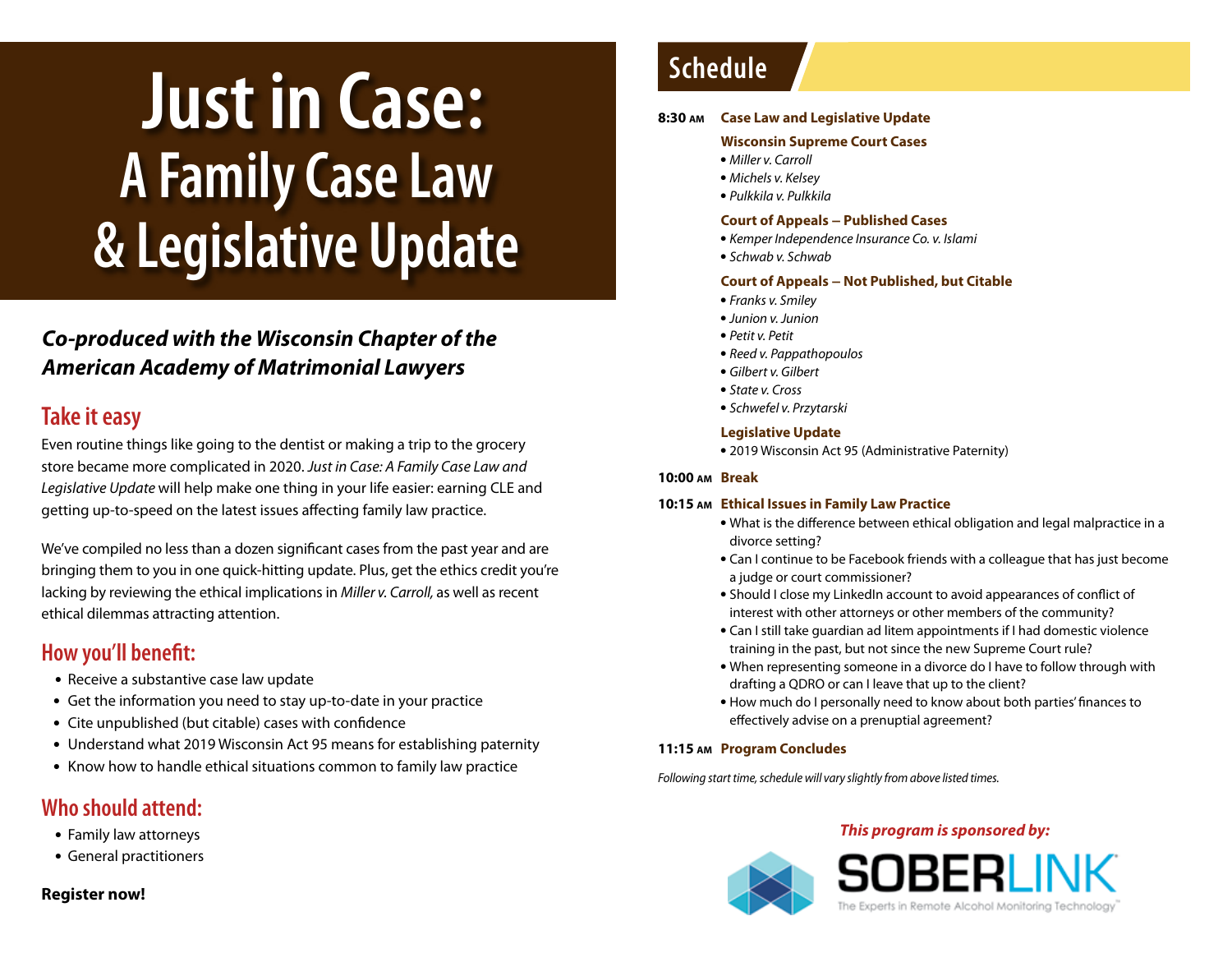# Just in Case: A Family Case Law & Legislative Update

***Co-produced with the Wisconsin Chapter of the American Academy of Matrimonial Lawyers***

## Take it easy

Even routine things like going to the dentist or making a trip to the grocery store became more complicated in 2020. *Just in Case: A Family Case Law and Legislative Update* will help make one thing in your life easier: earning CLE and getting up-to-speed on the latest issues affecting family law practice.

We've compiled no less than a dozen significant cases from the past year and are bringing them to you in one quick-hitting update. Plus, get the ethics credit you're lacking by reviewing the ethical implications in *Miller v. Carroll,* as well as recent ethical dilemmas attracting attention.

## How you'll benefit:

- Receive a substantive case law update
- Get the information you need to stay up-to-date in your practice
- Cite unpublished (but citable) cases with confidence
- Understand what 2019 Wisconsin Act 95 means for establishing paternity
- Know how to handle ethical situations common to family law practice

## Who should attend:

- Family law attorneys
- General practitioners

**Register now!**

## Schedule

**8:30 AM Case Law and Legislative Update**

**Wisconsin Supreme Court Cases**

- *Miller v. Carroll*
- *Michels v. Kelsey*
- *Pulkkila v. Pulkkila*

**Court of Appeals – Published Cases**

- *Kemper Independence Insurance Co. v. Islami*
- *Schwab v. Schwab*

**Court of Appeals – Not Published, but Citable**

- *Franks v. Smiley*
- *Junion v. Junion*
- *Petit v. Petit*
- *Reed v. Pappathopoulos*
- *Gilbert v. Gilbert*
- *State v. Cross*
- *Schwefel v. Przytarski*

**Legislative Update**

- 2019 Wisconsin Act 95 (Administrative Paternity)

**10:00 AM Break**

**10:15 AM Ethical Issues in Family Law Practice**

- What is the difference between ethical obligation and legal malpractice in a divorce setting?
- Can I continue to be Facebook friends with a colleague that has just become a judge or court commissioner?
- Should I close my LinkedIn account to avoid appearances of conflict of interest with other attorneys or other members of the community?
- Can I still take guardian ad litem appointments if I had domestic violence training in the past, but not since the new Supreme Court rule?
- When representing someone in a divorce do I have to follow through with drafting a QDRO or can I leave that up to the client?
- How much do I personally need to know about both parties' finances to effectively advise on a prenuptial agreement?

**11:15 AM Program Concludes**

*Following start time, schedule will vary slightly from above listed times.*

***This program is sponsored by:***

SOBERLINK
The Experts in Remote Alcohol Monitoring Technology™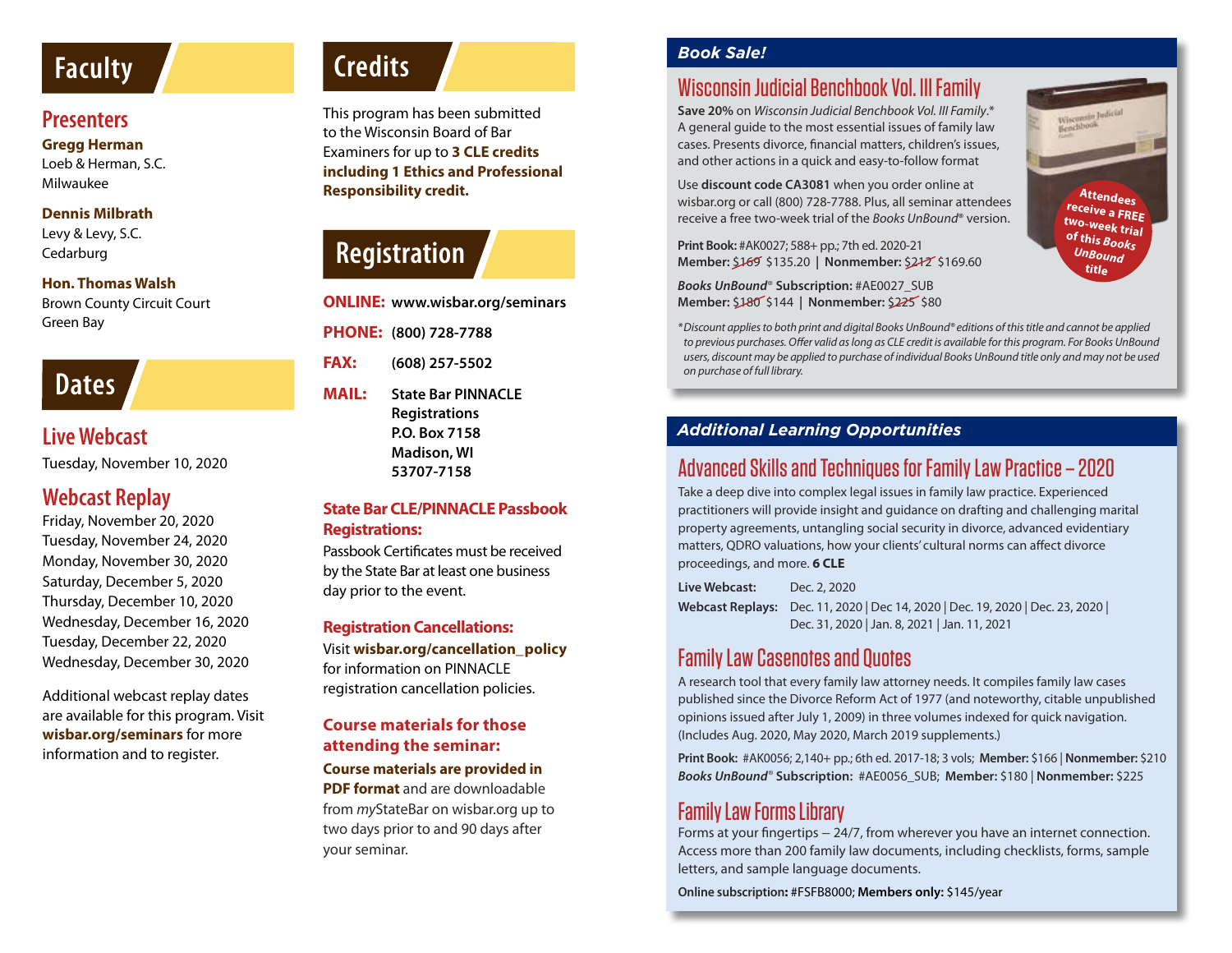## Faculty

### Presenters

**Gregg Herman**
Loeb & Herman, S.C.
Milwaukee

**Dennis Milbrath**
Levy & Levy, S.C.
Cedarburg

**Hon. Thomas Walsh**
Brown County Circuit Court
Green Bay

## Dates

### Live Webcast

Tuesday, November 10, 2020

### Webcast Replay

Friday, November 20, 2020
Tuesday, November 24, 2020
Monday, November 30, 2020
Saturday, December 5, 2020
Thursday, December 10, 2020
Wednesday, December 16, 2020
Tuesday, December 22, 2020
Wednesday, December 30, 2020

Additional webcast replay dates are available for this program. Visit **wisbar.org/seminars** for more information and to register.

## Credits

This program has been submitted to the Wisconsin Board of Bar Examiners for up to **3 CLE credits including 1 Ethics and Professional Responsibility credit.**

## Registration

**ONLINE:** **www.wisbar.org/seminars**

**PHONE:** **(800) 728-7788**

**FAX:** **(608) 257-5502**

**MAIL:** **State Bar PINNACLE Registrations
P.O. Box 7158
Madison, WI
53707-7158**

**State Bar CLE/PINNACLE Passbook Registrations:**
Passbook Certificates must be received by the State Bar at least one business day prior to the event.

**Registration Cancellations:**
Visit **wisbar.org/cancellation_policy** for information on PINNACLE registration cancellation policies.

**Course materials for those attending the seminar:**
**Course materials are provided in PDF format** and are downloadable from *my*StateBar on wisbar.org up to two days prior to and 90 days after your seminar.

## *Book Sale!*

### Wisconsin Judicial Benchbook Vol. III Family

**Save 20%** on *Wisconsin Judicial Benchbook Vol. III Family*.* A general guide to the most essential issues of family law cases. Presents divorce, financial matters, children's issues, and other actions in a quick and easy-to-follow format

Use **discount code CA3081** when you order online at wisbar.org or call (800) 728-7788. Plus, all seminar attendees receive a free two-week trial of the *Books UnBound®* version.

Attendees receive a FREE two-week trial of this Books UnBound title

**Print Book:** #AK0027; 588+ pp.; 7th ed. 2020-21
**Member:** ~~$169~~ $135.20 | **Nonmember:** ~~$212~~ $169.60

***Books UnBound®* Subscription:** #AE0027_SUB
**Member:** ~~$180~~ $144 | **Nonmember:** ~~$225~~ $80

*\*Discount applies to both print and digital Books UnBound® editions of this title and cannot be applied to previous purchases. Offer valid as long as CLE credit is available for this program. For Books UnBound users, discount may be applied to purchase of individual Books UnBound title only and may not be used on purchase of full library.*

## *Additional Learning Opportunities*

### Advanced Skills and Techniques for Family Law Practice – 2020

Take a deep dive into complex legal issues in family law practice. Experienced practitioners will provide insight and guidance on drafting and challenging marital property agreements, untangling social security in divorce, advanced evidentiary matters, QDRO valuations, how your clients' cultural norms can affect divorce proceedings, and more. **6 CLE**

**Live Webcast:** Dec. 2, 2020
**Webcast Replays:** Dec. 11, 2020 | Dec 14, 2020 | Dec. 19, 2020 | Dec. 23, 2020 | Dec. 31, 2020 | Jan. 8, 2021 | Jan. 11, 2021

### Family Law Casenotes and Quotes

A research tool that every family law attorney needs. It compiles family law cases published since the Divorce Reform Act of 1977 (and noteworthy, citable unpublished opinions issued after July 1, 2009) in three volumes indexed for quick navigation. (Includes Aug. 2020, May 2020, March 2019 supplements.)

**Print Book:** #AK0056; 2,140+ pp.; 6th ed. 2017-18; 3 vols; **Member:** $166 | **Nonmember:** $210
***Books UnBound®* Subscription:** #AE0056_SUB; **Member:** $180 | **Nonmember:** $225

### Family Law Forms Library

Forms at your fingertips – 24/7, from wherever you have an internet connection. Access more than 200 family law documents, including checklists, forms, sample letters, and sample language documents.

**Online subscription:** #FSFB8000; **Members only:** $145/year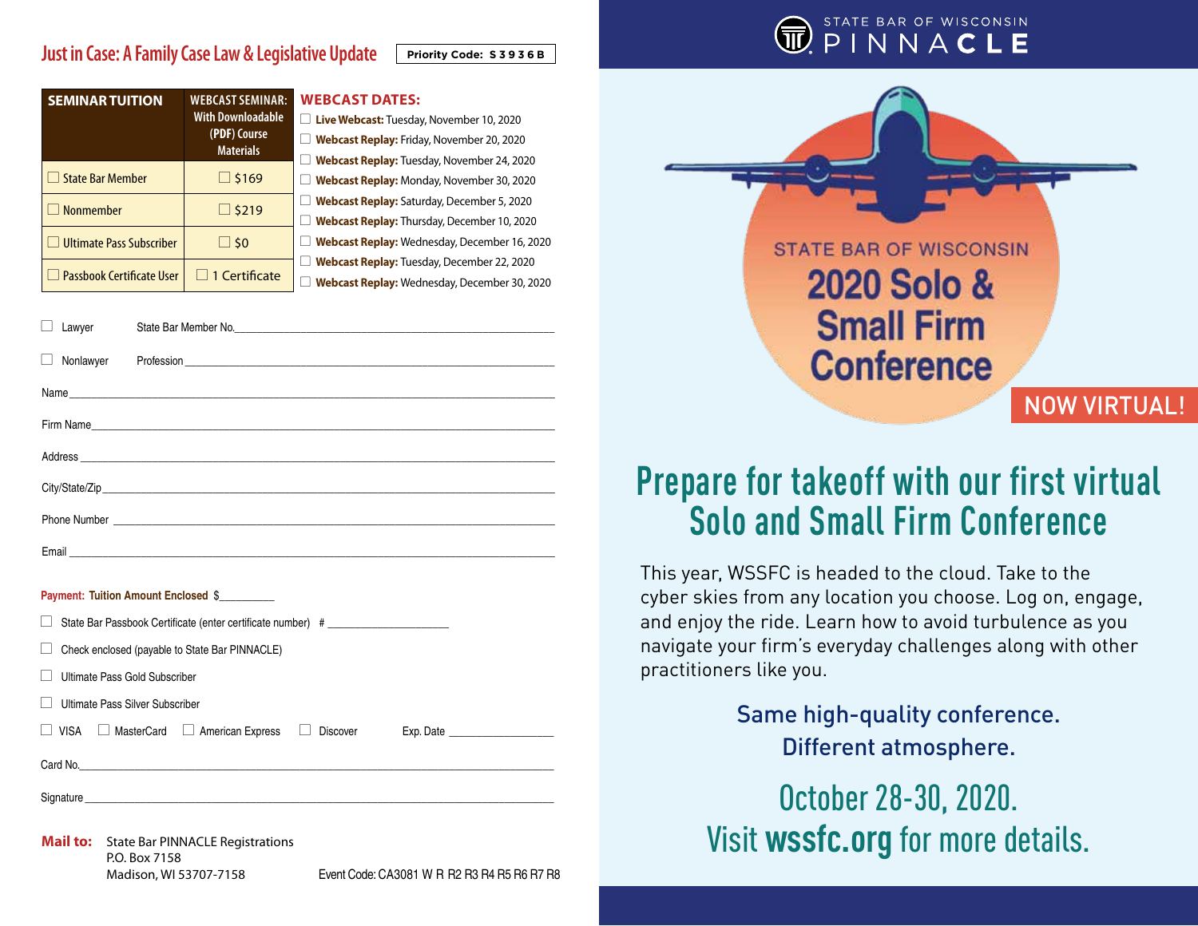## Just in Case: A Family Case Law & Legislative Update

**Priority Code: S3936B**

| SEMINAR TUITION | WEBCAST SEMINAR: With Downloadable (PDF) Course Materials |
|---|---|
| ☐ State Bar Member | ☐ $169 |
| ☐ Nonmember | ☐ $219 |
| ☐ Ultimate Pass Subscriber | ☐ $0 |
| ☐ Passbook Certificate User | ☐ 1 Certificate |

**WEBCAST DATES:**

- ☐ **Live Webcast:** Tuesday, November 10, 2020
- ☐ **Webcast Replay:** Friday, November 20, 2020
- ☐ **Webcast Replay:** Tuesday, November 24, 2020
- ☐ **Webcast Replay:** Monday, November 30, 2020
- ☐ **Webcast Replay:** Saturday, December 5, 2020
- ☐ **Webcast Replay:** Thursday, December 10, 2020
- ☐ **Webcast Replay:** Wednesday, December 16, 2020
- ☐ **Webcast Replay:** Tuesday, December 22, 2020
- ☐ **Webcast Replay:** Wednesday, December 30, 2020

☐ Lawyer State Bar Member No.____________________

☐ Nonlawyer Profession____________________

Name____________________

Firm Name____________________

Address____________________

City/State/Zip____________________

Phone Number____________________

Email____________________

**Payment: Tuition Amount Enclosed** $_________

☐ State Bar Passbook Certificate (enter certificate number) # ____________

☐ Check enclosed (payable to State Bar PINNACLE)

☐ Ultimate Pass Gold Subscriber

☐ Ultimate Pass Silver Subscriber

☐ VISA ☐ MasterCard ☐ American Express ☐ Discover Exp. Date ____________

Card No.____________________

Signature____________________

**Mail to:** State Bar PINNACLE Registrations
P.O. Box 7158
Madison, WI 53707-7158

Event Code: CA3081 W R R2 R3 R4 R5 R6 R7 R8

---

STATE BAR OF WISCONSIN PINNACLE

STATE BAR OF WISCONSIN
**2020 Solo & Small Firm Conference**

NOW VIRTUAL!

## Prepare for takeoff with our first virtual Solo and Small Firm Conference

This year, WSSFC is headed to the cloud. Take to the cyber skies from any location you choose. Log on, engage, and enjoy the ride. Learn how to avoid turbulence as you navigate your firm's everyday challenges along with other practitioners like you.

Same high-quality conference.
Different atmosphere.

October 28-30, 2020.
Visit **wssfc.org** for more details.